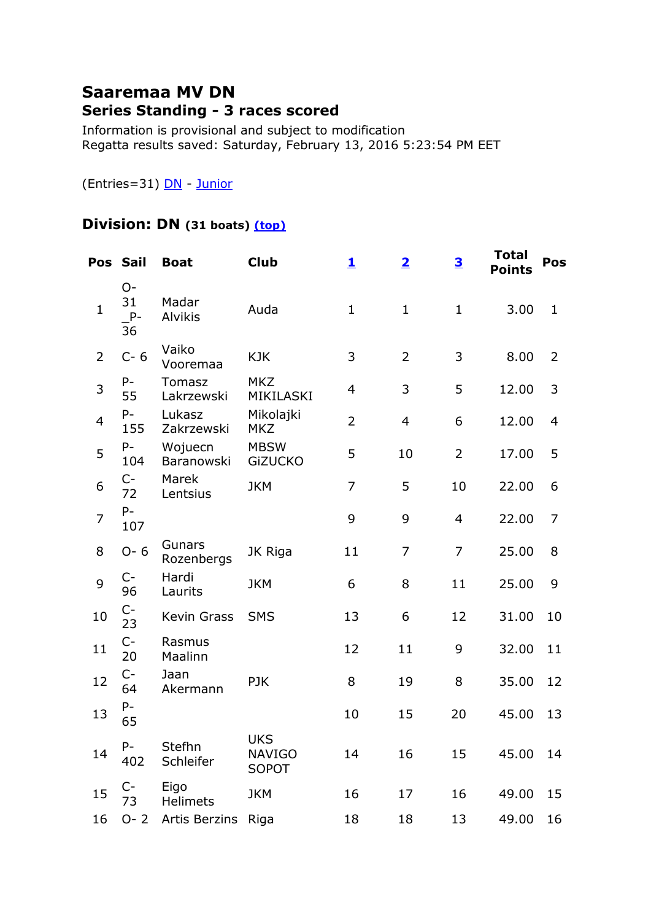# Saaremaa MV DN

## Series Standing - 3 races scored

Information is provisional and subject to modification
Regatta results saved: Saturday, February 13, 2016 5:23:54 PM EET

(Entries=31) DN - Junior

### Division: DN (31 boats) (top)

| Pos | Sail | Boat | Club | 1 | 2 | 3 | Total Points | Pos |
|---|---|---|---|---|---|---|---|---|
| 1 | O-31 _P-36 | Madar Alvikis | Auda | 1 | 1 | 1 | 3.00 | 1 |
| 2 | C- 6 | Vaiko Vooremaa | KJK | 3 | 2 | 3 | 8.00 | 2 |
| 3 | P-55 | Tomasz Lakrzewski | MKZ MIKILASKI | 4 | 3 | 5 | 12.00 | 3 |
| 4 | P-155 | Lukasz Zakrzewski | Mikolajki MKZ | 2 | 4 | 6 | 12.00 | 4 |
| 5 | P-104 | Wojuecn Baranowski | MBSW GiZUCKO | 5 | 10 | 2 | 17.00 | 5 |
| 6 | C-72 | Marek Lentsius | JKM | 7 | 5 | 10 | 22.00 | 6 |
| 7 | P-107 | | | 9 | 9 | 4 | 22.00 | 7 |
| 8 | O- 6 | Gunars Rozenbergs | JK Riga | 11 | 7 | 7 | 25.00 | 8 |
| 9 | C-96 | Hardi Laurits | JKM | 6 | 8 | 11 | 25.00 | 9 |
| 10 | C-23 | Kevin Grass | SMS | 13 | 6 | 12 | 31.00 | 10 |
| 11 | C-20 | Rasmus Maalinn | | 12 | 11 | 9 | 32.00 | 11 |
| 12 | C-64 | Jaan Akermann | PJK | 8 | 19 | 8 | 35.00 | 12 |
| 13 | P-65 | | | 10 | 15 | 20 | 45.00 | 13 |
| 14 | P-402 | Stefhn Schleifer | UKS NAVIGO SOPOT | 14 | 16 | 15 | 45.00 | 14 |
| 15 | C-73 | Eigo Helimets | JKM | 16 | 17 | 16 | 49.00 | 15 |
| 16 | O- 2 | Artis Berzins | Riga | 18 | 18 | 13 | 49.00 | 16 |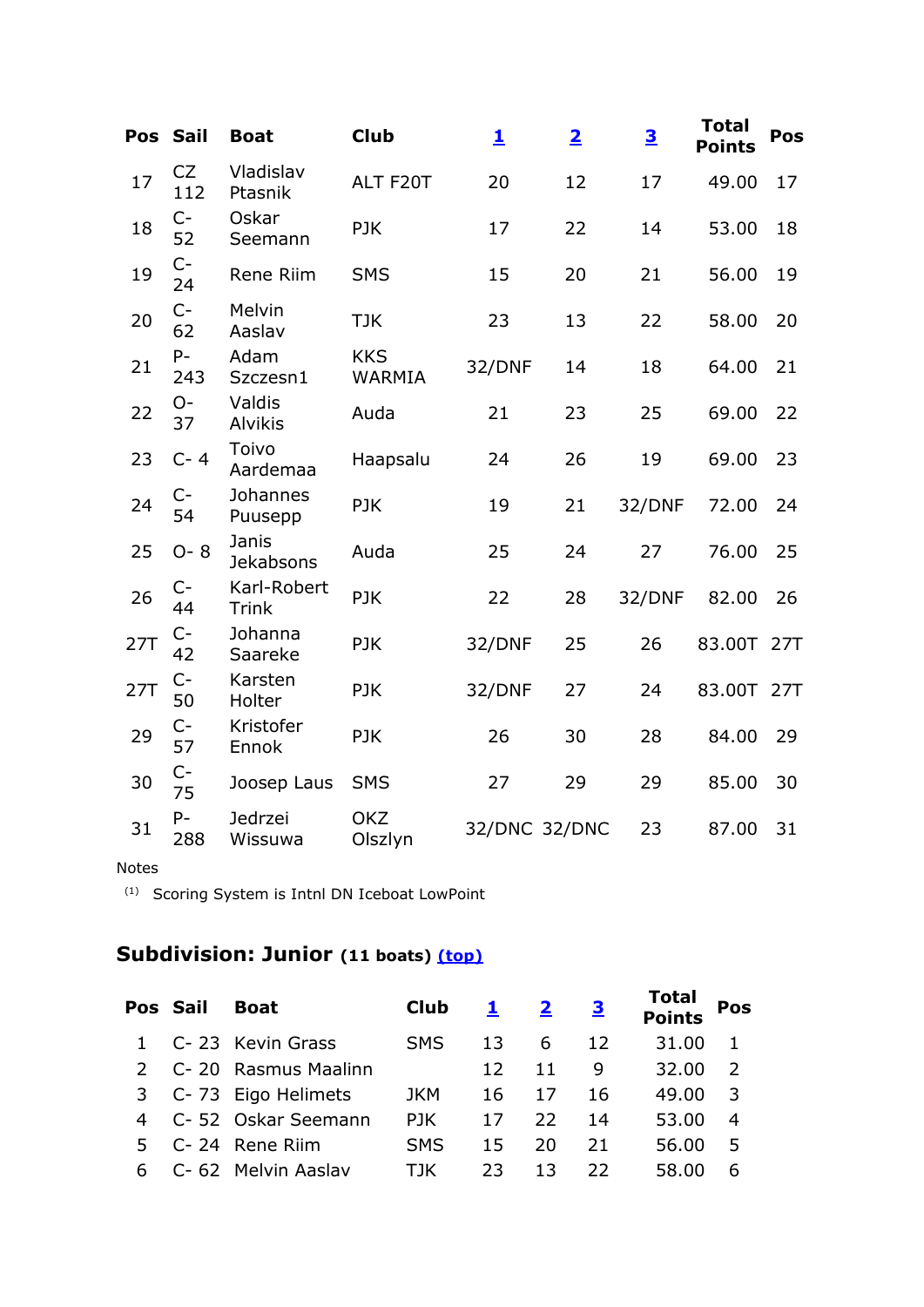| Pos | Sail | Boat | Club | [1] | [2] | [3] | Total Points | Pos |
|---|---|---|---|---|---|---|---|---|
| 17 | CZ 112 | Vladislav Ptasnik | ALT F20T | 20 | 12 | 17 | 49.00 | 17 |
| 18 | C- 52 | Oskar Seemann | PJK | 17 | 22 | 14 | 53.00 | 18 |
| 19 | C- 24 | Rene Riim | SMS | 15 | 20 | 21 | 56.00 | 19 |
| 20 | C- 62 | Melvin Aaslav | TJK | 23 | 13 | 22 | 58.00 | 20 |
| 21 | P- 243 | Adam Szczesn1 | KKS WARMIA | 32/DNF | 14 | 18 | 64.00 | 21 |
| 22 | O- 37 | Valdis Alvikis | Auda | 21 | 23 | 25 | 69.00 | 22 |
| 23 | C- 4 | Toivo Aardemaa | Haapsalu | 24 | 26 | 19 | 69.00 | 23 |
| 24 | C- 54 | Johannes Puusepp | PJK | 19 | 21 | 32/DNF | 72.00 | 24 |
| 25 | O- 8 | Janis Jekabsons | Auda | 25 | 24 | 27 | 76.00 | 25 |
| 26 | C- 44 | Karl-Robert Trink | PJK | 22 | 28 | 32/DNF | 82.00 | 26 |
| 27T | C- 42 | Johanna Saareke | PJK | 32/DNF | 25 | 26 | 83.00T | 27T |
| 27T | C- 50 | Karsten Holter | PJK | 32/DNF | 27 | 24 | 83.00T | 27T |
| 29 | C- 57 | Kristofer Ennok | PJK | 26 | 30 | 28 | 84.00 | 29 |
| 30 | C- 75 | Joosep Laus | SMS | 27 | 29 | 29 | 85.00 | 30 |
| 31 | P- 288 | Jedrzei Wissuwa | OKZ Olszlyn | 32/DNC | 32/DNC | 23 | 87.00 | 31 |

Notes

(1) Scoring System is Intnl DN Iceboat LowPoint

## Subdivision: Junior (11 boats) (top)

| Pos | Sail | Boat | Club | [1] | [2] | [3] | Total Points | Pos |
|---|---|---|---|---|---|---|---|---|
| 1 | C- 23 | Kevin Grass | SMS | 13 | 6 | 12 | 31.00 | 1 |
| 2 | C- 20 | Rasmus Maalinn | | 12 | 11 | 9 | 32.00 | 2 |
| 3 | C- 73 | Eigo Helimets | JKM | 16 | 17 | 16 | 49.00 | 3 |
| 4 | C- 52 | Oskar Seemann | PJK | 17 | 22 | 14 | 53.00 | 4 |
| 5 | C- 24 | Rene Riim | SMS | 15 | 20 | 21 | 56.00 | 5 |
| 6 | C- 62 | Melvin Aaslav | TJK | 23 | 13 | 22 | 58.00 | 6 |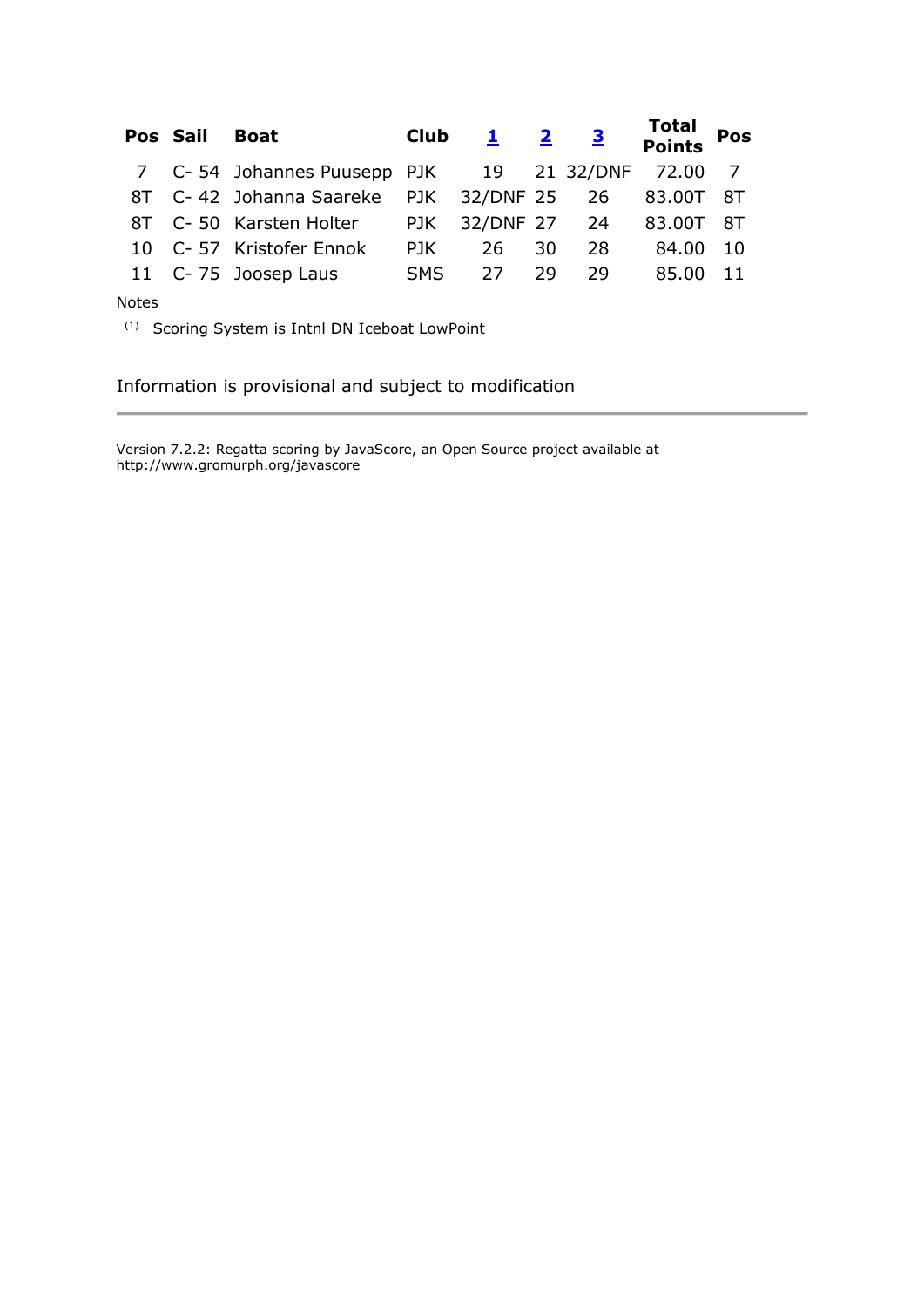| Pos | Sail | Boat | Club | 1 | 2 | 3 | Total Points | Pos |
|---|---|---|---|---|---|---|---|---|
| 7 | C- 54 | Johannes Puusepp | PJK | 19 | 21 | 32/DNF | 72.00 | 7 |
| 8T | C- 42 | Johanna Saareke | PJK | 32/DNF | 25 | 26 | 83.00T | 8T |
| 8T | C- 50 | Karsten Holter | PJK | 32/DNF | 27 | 24 | 83.00T | 8T |
| 10 | C- 57 | Kristofer Ennok | PJK | 26 | 30 | 28 | 84.00 | 10 |
| 11 | C- 75 | Joosep Laus | SMS | 27 | 29 | 29 | 85.00 | 11 |

Notes

(1) Scoring System is Intnl DN Iceboat LowPoint

Information is provisional and subject to modification

---

Version 7.2.2: Regatta scoring by JavaScore, an Open Source project available at http://www.gromurph.org/javascore